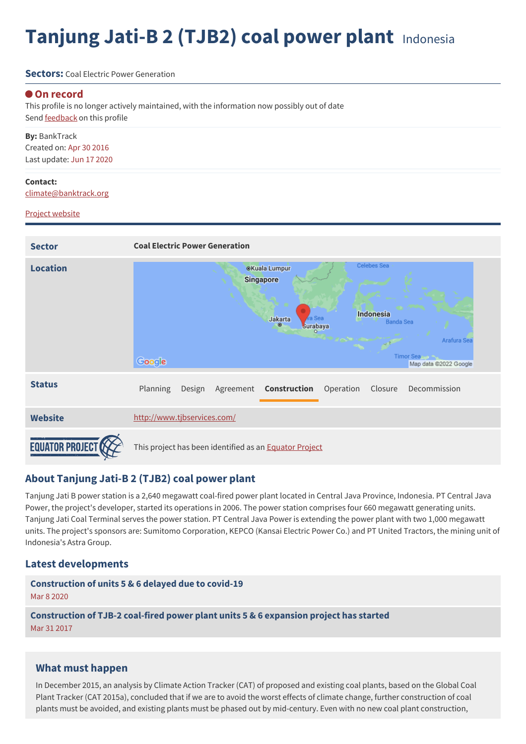# Tanjung Jati-B 2 (TJB2) coal power plant Indonesia

**Sectors:** Coal Electric Power Generation

**On record**

This profile is no longer actively maintained, with the information now possibly out of date

Send feedback on this profile

**By:** BankTrack

Created on: Apr 30 2016

Last update: Jun 17 2020

**Contact:**

climate@banktrack.org

Project website

| | |
|---|---|
| **Sector** | **Coal Electric Power Generation** |
| **Location** | |
| **Status** | Planning, Design, Agreement, **Construction**, Operation, Closure, Decommission |
| **Website** | http://www.tjbservices.com/ |
| EQUATOR PROJECT | This project has been identified as an Equator Project |

## About Tanjung Jati-B 2 (TJB2) coal power plant

Tanjung Jati B power station is a 2,640 megawatt coal-fired power plant located in Central Java Province, Indonesia. PT Central Java Power, the project's developer, started its operations in 2006. The power station comprises four 660 megawatt generating units. Tanjung Jati Coal Terminal serves the power station. PT Central Java Power is extending the power plant with two 1,000 megawatt units. The project's sponsors are: Sumitomo Corporation, KEPCO (Kansai Electric Power Co.) and PT United Tractors, the mining unit of Indonesia's Astra Group.

## Latest developments

**Construction of units 5 & 6 delayed due to covid-19**

Mar 8 2020

**Construction of TJB-2 coal-fired power plant units 5 & 6 expansion project has started**

Mar 31 2017

## What must happen

In December 2015, an analysis by Climate Action Tracker (CAT) of proposed and existing coal plants, based on the Global Coal Plant Tracker (CAT 2015a), concluded that if we are to avoid the worst effects of climate change, further construction of coal plants must be avoided, and existing plants must be phased out by mid-century. Even with no new coal plant construction,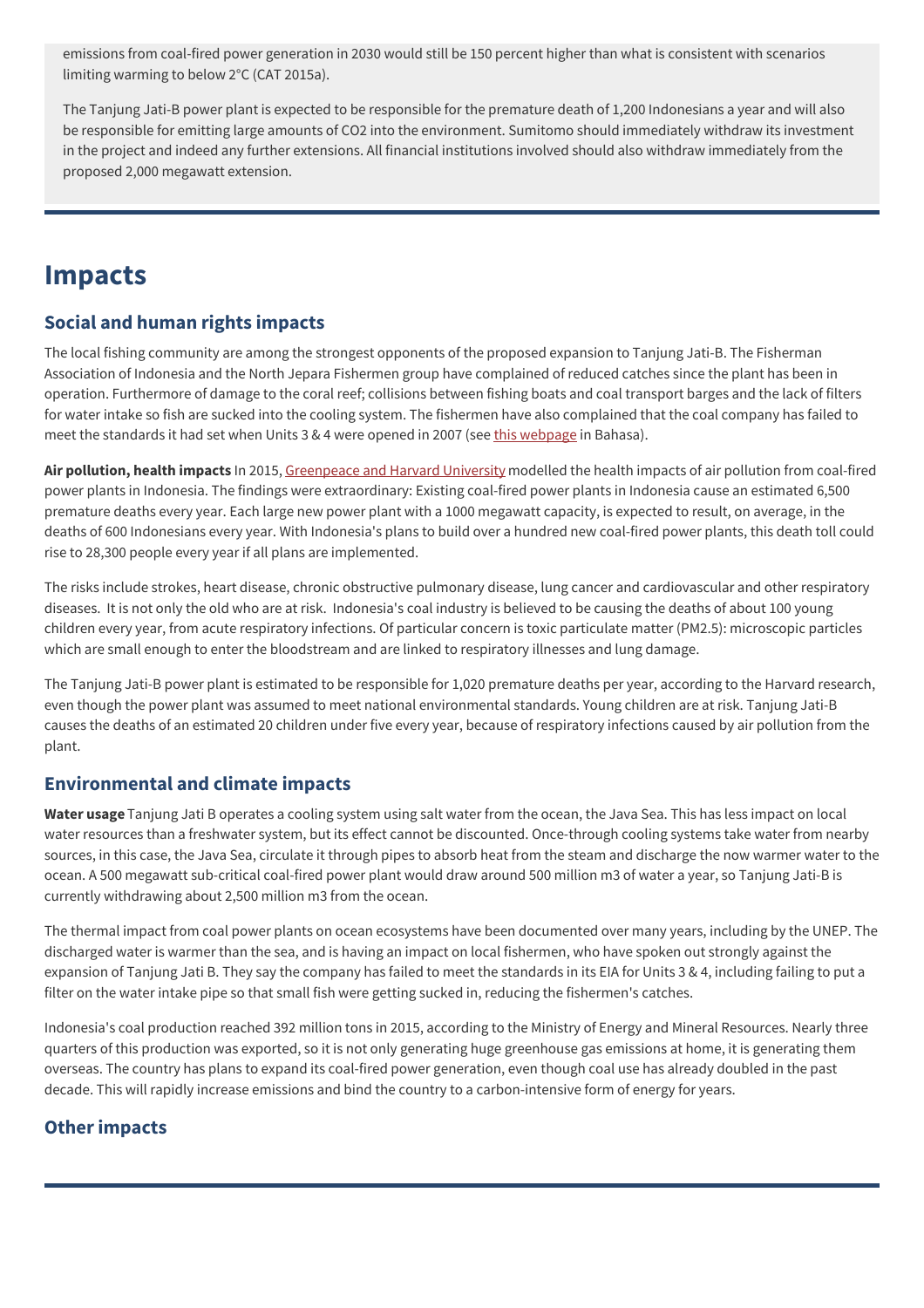emissions from coal-fired power generation in 2030 would still be 150 percent higher than what is consistent with scenarios limiting warming to below 2°C (CAT 2015a).

The Tanjung Jati-B power plant is expected to be responsible for the premature death of 1,200 Indonesians a year and will also be responsible for emitting large amounts of $CO_2$ into the environment. Sumitomo should immediately withdraw its investment in the project and indeed any further extensions. All financial institutions involved should also withdraw immediately from the proposed 2,000 megawatt extension.

# Impacts

## Social and human rights impacts

The local fishing community are among the strongest opponents of the proposed expansion to Tanjung Jati-B. The Fisherman Association of Indonesia and the North Jepara Fishermen group have complained of reduced catches since the plant has been in operation. Furthermore of damage to the coral reef; collisions between fishing boats and coal transport barges and the lack of filters for water intake so fish are sucked into the cooling system. The fishermen have also complained that the coal company has failed to meet the standards it had set when Units 3 & 4 were opened in 2007 (see this webpage in Bahasa).

**Air pollution, health impacts** In 2015, Greenpeace and Harvard University modelled the health impacts of air pollution from coal-fired power plants in Indonesia. The findings were extraordinary: Existing coal-fired power plants in Indonesia cause an estimated 6,500 premature deaths every year. Each large new power plant with a 1000 megawatt capacity, is expected to result, on average, in the deaths of 600 Indonesians every year. With Indonesia's plans to build over a hundred new coal-fired power plants, this death toll could rise to 28,300 people every year if all plans are implemented.

The risks include strokes, heart disease, chronic obstructive pulmonary disease, lung cancer and cardiovascular and other respiratory diseases. It is not only the old who are at risk. Indonesia's coal industry is believed to be causing the deaths of about 100 young children every year, from acute respiratory infections. Of particular concern is toxic particulate matter ($PM_{2.5}$): microscopic particles which are small enough to enter the bloodstream and are linked to respiratory illnesses and lung damage.

The Tanjung Jati-B power plant is estimated to be responsible for 1,020 premature deaths per year, according to the Harvard research, even though the power plant was assumed to meet national environmental standards. Young children are at risk. Tanjung Jati-B causes the deaths of an estimated 20 children under five every year, because of respiratory infections caused by air pollution from the plant.

## Environmental and climate impacts

**Water usage** Tanjung Jati B operates a cooling system using salt water from the ocean, the Java Sea. This has less impact on local water resources than a freshwater system, but its effect cannot be discounted. Once-through cooling systems take water from nearby sources, in this case, the Java Sea, circulate it through pipes to absorb heat from the steam and discharge the now warmer water to the ocean. A 500 megawatt sub-critical coal-fired power plant would draw around 500 million m3 of water a year, so Tanjung Jati-B is currently withdrawing about 2,500 million m3 from the ocean.

The thermal impact from coal power plants on ocean ecosystems have been documented over many years, including by the UNEP. The discharged water is warmer than the sea, and is having an impact on local fishermen, who have spoken out strongly against the expansion of Tanjung Jati B. They say the company has failed to meet the standards in its EIA for Units 3 & 4, including failing to put a filter on the water intake pipe so that small fish were getting sucked in, reducing the fishermen's catches.

Indonesia's coal production reached 392 million tons in 2015, according to the Ministry of Energy and Mineral Resources. Nearly three quarters of this production was exported, so it is not only generating huge greenhouse gas emissions at home, it is generating them overseas. The country has plans to expand its coal-fired power generation, even though coal use has already doubled in the past decade. This will rapidly increase emissions and bind the country to a carbon-intensive form of energy for years.

## Other impacts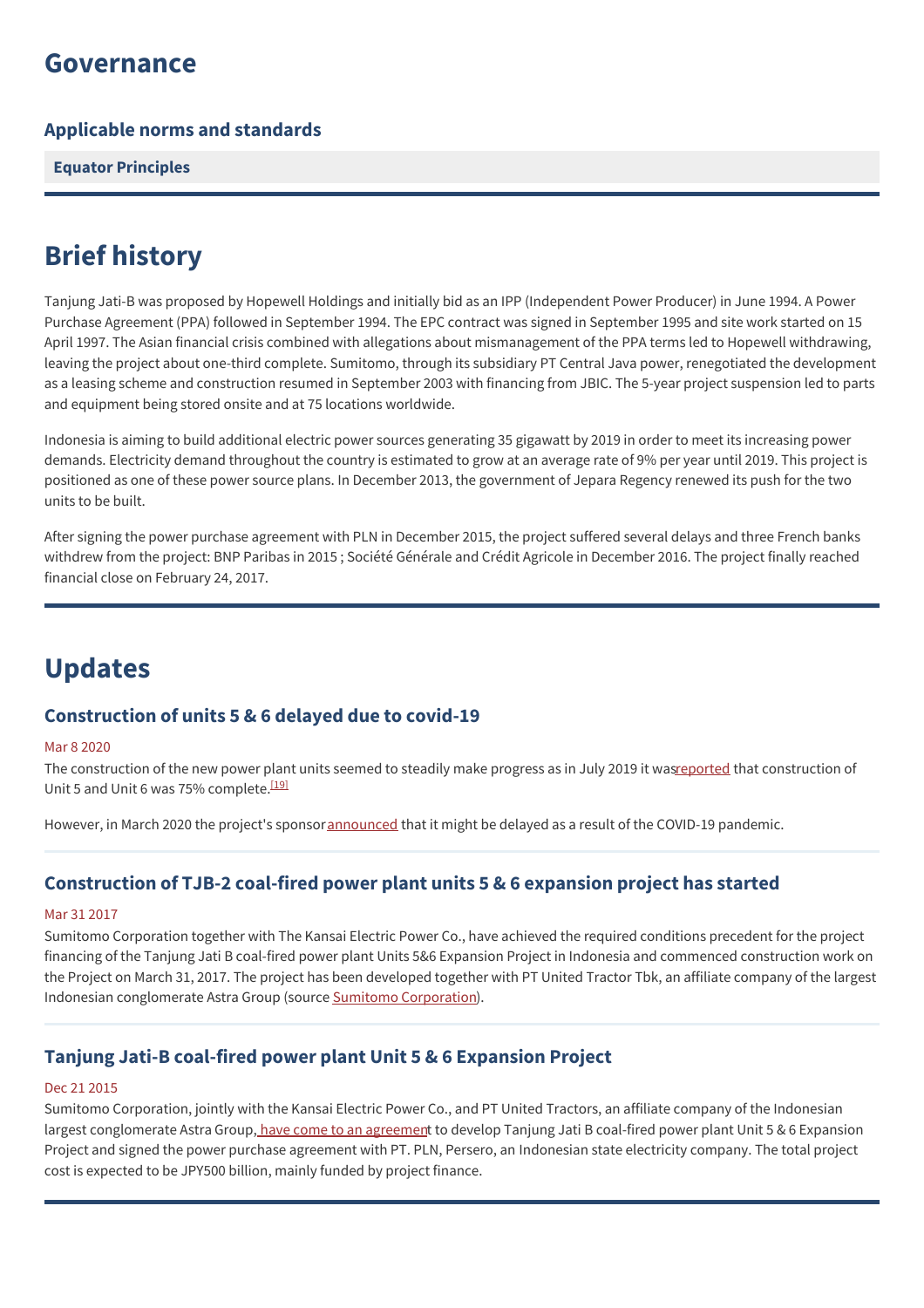# Governance

### Applicable norms and standards

**Equator Principles**

# Brief history

Tanjung Jati-B was proposed by Hopewell Holdings and initially bid as an IPP (Independent Power Producer) in June 1994. A Power Purchase Agreement (PPA) followed in September 1994. The EPC contract was signed in September 1995 and site work started on 15 April 1997. The Asian financial crisis combined with allegations about mismanagement of the PPA terms led to Hopewell withdrawing, leaving the project about one-third complete. Sumitomo, through its subsidiary PT Central Java power, renegotiated the development as a leasing scheme and construction resumed in September 2003 with financing from JBIC. The 5-year project suspension led to parts and equipment being stored onsite and at 75 locations worldwide.

Indonesia is aiming to build additional electric power sources generating 35 gigawatt by 2019 in order to meet its increasing power demands. Electricity demand throughout the country is estimated to grow at an average rate of 9% per year until 2019. This project is positioned as one of these power source plans. In December 2013, the government of Jepara Regency renewed its push for the two units to be built.

After signing the power purchase agreement with PLN in December 2015, the project suffered several delays and three French banks withdrew from the project: BNP Paribas in 2015 ; Société Générale and Crédit Agricole in December 2016. The project finally reached financial close on February 24, 2017.

# Updates

### Construction of units 5 & 6 delayed due to covid-19

Mar 8 2020

The construction of the new power plant units seemed to steadily make progress as in July 2019 it was reported that construction of Unit 5 and Unit 6 was 75% complete.[19]

However, in March 2020 the project's sponsor announced that it might be delayed as a result of the COVID-19 pandemic.

### Construction of TJB-2 coal-fired power plant units 5 & 6 expansion project has started

Mar 31 2017

Sumitomo Corporation together with The Kansai Electric Power Co., have achieved the required conditions precedent for the project financing of the Tanjung Jati B coal-fired power plant Units 5&6 Expansion Project in Indonesia and commenced construction work on the Project on March 31, 2017. The project has been developed together with PT United Tractor Tbk, an affiliate company of the largest Indonesian conglomerate Astra Group (source Sumitomo Corporation).

### Tanjung Jati-B coal-fired power plant Unit 5 & 6 Expansion Project

Dec 21 2015

Sumitomo Corporation, jointly with the Kansai Electric Power Co., and PT United Tractors, an affiliate company of the Indonesian largest conglomerate Astra Group, have come to an agreement to develop Tanjung Jati B coal-fired power plant Unit 5 & 6 Expansion Project and signed the power purchase agreement with PT. PLN, Persero, an Indonesian state electricity company. The total project cost is expected to be JPY500 billion, mainly funded by project finance.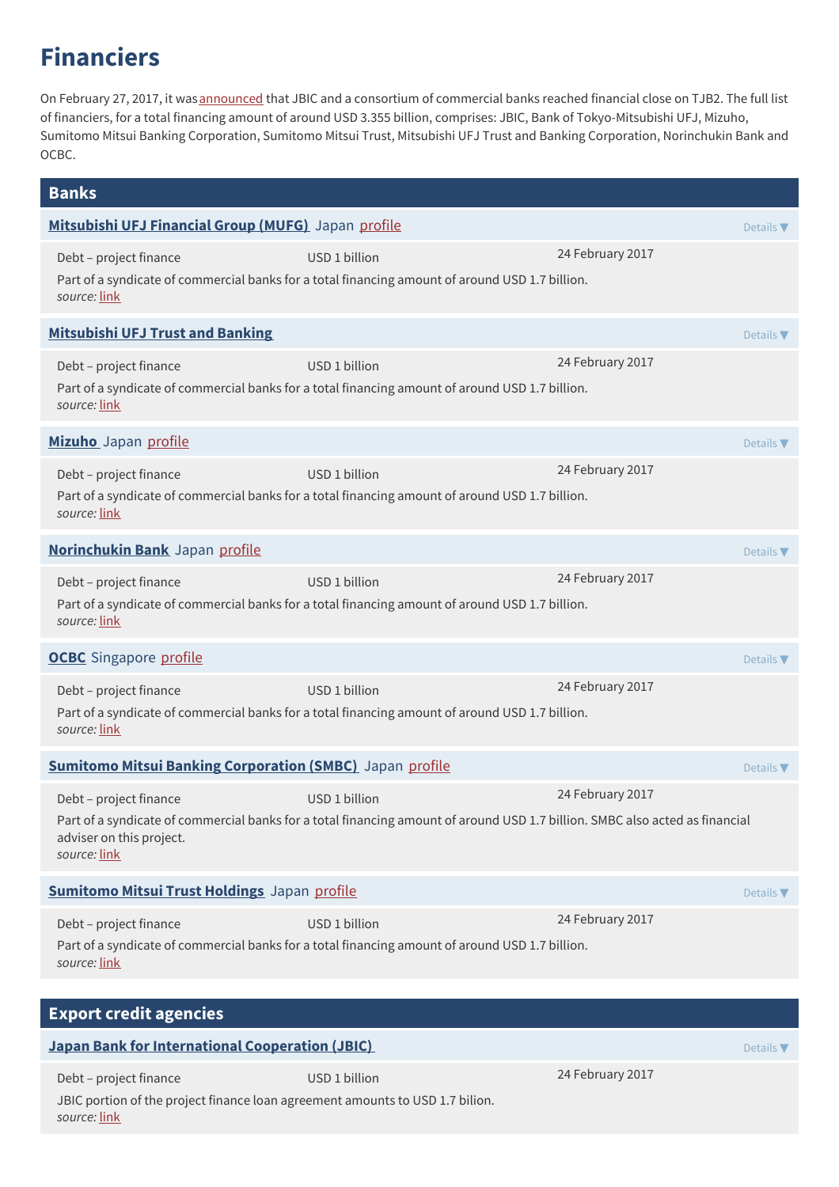# Financiers

On February 27, 2017, it was announced that JBIC and a consortium of commercial banks reached financial close on TJB2. The full list of financiers, for a total financing amount of around USD 3.355 billion, comprises: JBIC, Bank of Tokyo-Mitsubishi UFJ, Mizuho, Sumitomo Mitsui Banking Corporation, Sumitomo Mitsui Trust, Mitsubishi UFJ Trust and Banking Corporation, Norinchukin Bank and OCBC.

## Banks

### Mitsubishi UFJ Financial Group (MUFG) Japan profile

Details ▼

Debt – project finance | USD 1 billion | 24 February 2017

Part of a syndicate of commercial banks for a total financing amount of around USD 1.7 billion.
*source:* link

### Mitsubishi UFJ Trust and Banking

Details ▼

Debt – project finance | USD 1 billion | 24 February 2017

Part of a syndicate of commercial banks for a total financing amount of around USD 1.7 billion.
*source:* link

### Mizuho Japan profile

Details ▼

Debt – project finance | USD 1 billion | 24 February 2017

Part of a syndicate of commercial banks for a total financing amount of around USD 1.7 billion.
*source:* link

### Norinchukin Bank Japan profile

Details ▼

Debt – project finance | USD 1 billion | 24 February 2017

Part of a syndicate of commercial banks for a total financing amount of around USD 1.7 billion.
*source:* link

### OCBC Singapore profile

Details ▼

Debt – project finance | USD 1 billion | 24 February 2017

Part of a syndicate of commercial banks for a total financing amount of around USD 1.7 billion.
*source:* link

### Sumitomo Mitsui Banking Corporation (SMBC) Japan profile

Details ▼

Debt – project finance | USD 1 billion | 24 February 2017

Part of a syndicate of commercial banks for a total financing amount of around USD 1.7 billion. SMBC also acted as financial adviser on this project.
*source:* link

### Sumitomo Mitsui Trust Holdings Japan profile

Details ▼

Debt – project finance | USD 1 billion | 24 February 2017

Part of a syndicate of commercial banks for a total financing amount of around USD 1.7 billion.
*source:* link

## Export credit agencies

### Japan Bank for International Cooperation (JBIC)

Details ▼

Debt – project finance | USD 1 billion | 24 February 2017

JBIC portion of the project finance loan agreement amounts to USD 1.7 bilion.
*source:* link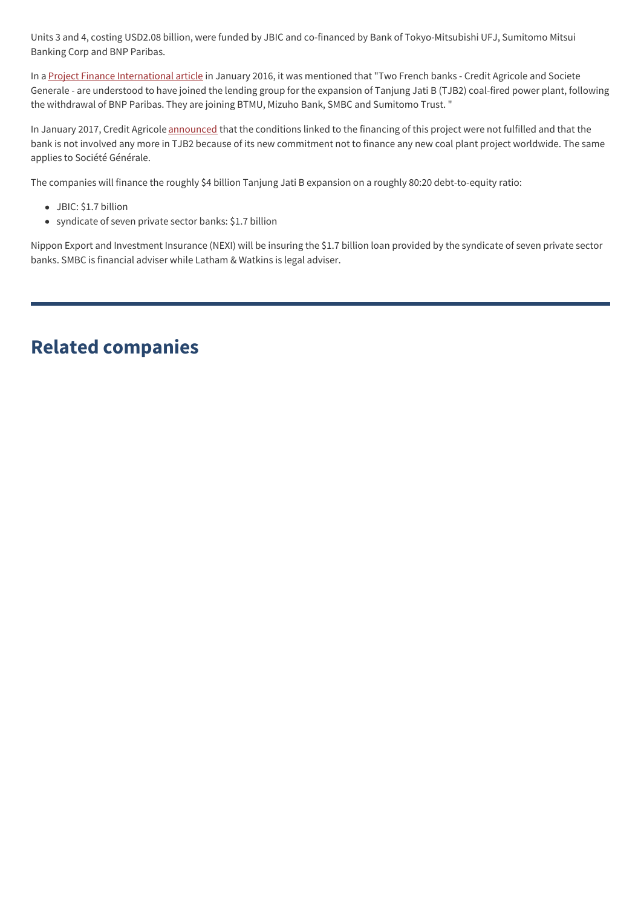Units 3 and 4, costing USD2.08 billion, were funded by JBIC and co-financed by Bank of Tokyo-Mitsubishi UFJ, Sumitomo Mitsui Banking Corp and BNP Paribas.

In a Project Finance International article in January 2016, it was mentioned that "Two French banks - Credit Agricole and Societe Generale - are understood to have joined the lending group for the expansion of Tanjung Jati B (TJB2) coal-fired power plant, following the withdrawal of BNP Paribas. They are joining BTMU, Mizuho Bank, SMBC and Sumitomo Trust. "

In January 2017, Credit Agricole announced that the conditions linked to the financing of this project were not fulfilled and that the bank is not involved any more in TJB2 because of its new commitment not to finance any new coal plant project worldwide. The same applies to Société Générale.

The companies will finance the roughly $4 billion Tanjung Jati B expansion on a roughly 80:20 debt-to-equity ratio:

- JBIC: $1.7 billion
- syndicate of seven private sector banks: $1.7 billion

Nippon Export and Investment Insurance (NEXI) will be insuring the $1.7 billion loan provided by the syndicate of seven private sector banks. SMBC is financial adviser while Latham & Watkins is legal adviser.

---

## Related companies